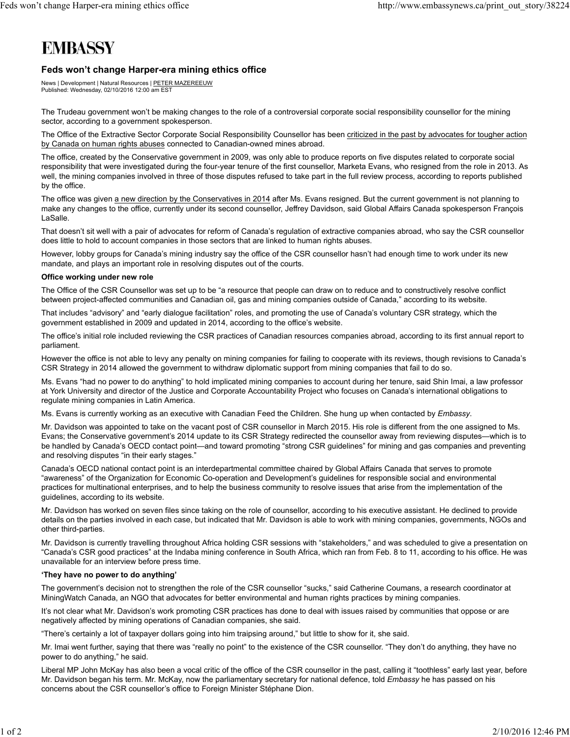# EMBASSY

## Feds won't change Harper-era mining ethics office

News | Development | Natural Resources | PETER MAZEREEUW
Published: Wednesday, 02/10/2016 12:00 am EST

The Trudeau government won't be making changes to the role of a controversial corporate social responsibility counsellor for the mining sector, according to a government spokesperson.

The Office of the Extractive Sector Corporate Social Responsibility Counsellor has been criticized in the past by advocates for tougher action by Canada on human rights abuses connected to Canadian-owned mines abroad.

The office, created by the Conservative government in 2009, was only able to produce reports on five disputes related to corporate social responsibility that were investigated during the four-year tenure of the first counsellor, Marketa Evans, who resigned from the role in 2013. As well, the mining companies involved in three of those disputes refused to take part in the full review process, according to reports published by the office.

The office was given a new direction by the Conservatives in 2014 after Ms. Evans resigned. But the current government is not planning to make any changes to the office, currently under its second counsellor, Jeffrey Davidson, said Global Affairs Canada spokesperson François LaSalle.

That doesn't sit well with a pair of advocates for reform of Canada's regulation of extractive companies abroad, who say the CSR counsellor does little to hold to account companies in those sectors that are linked to human rights abuses.

However, lobby groups for Canada's mining industry say the office of the CSR counsellor hasn't had enough time to work under its new mandate, and plays an important role in resolving disputes out of the courts.

**Office working under new role**

The Office of the CSR Counsellor was set up to be "a resource that people can draw on to reduce and to constructively resolve conflict between project-affected communities and Canadian oil, gas and mining companies outside of Canada," according to its website.

That includes "advisory" and "early dialogue facilitation" roles, and promoting the use of Canada's voluntary CSR strategy, which the government established in 2009 and updated in 2014, according to the office's website.

The office's initial role included reviewing the CSR practices of Canadian resources companies abroad, according to its first annual report to parliament.

However the office is not able to levy any penalty on mining companies for failing to cooperate with its reviews, though revisions to Canada's CSR Strategy in 2014 allowed the government to withdraw diplomatic support from mining companies that fail to do so.

Ms. Evans "had no power to do anything" to hold implicated mining companies to account during her tenure, said Shin Imai, a law professor at York University and director of the Justice and Corporate Accountability Project who focuses on Canada's international obligations to regulate mining companies in Latin America.

Ms. Evans is currently working as an executive with Canadian Feed the Children. She hung up when contacted by *Embassy*.

Mr. Davidson was appointed to take on the vacant post of CSR counsellor in March 2015. His role is different from the one assigned to Ms. Evans; the Conservative government's 2014 update to its CSR Strategy redirected the counsellor away from reviewing disputes—which is to be handled by Canada's OECD contact point—and toward promoting "strong CSR guidelines" for mining and gas companies and preventing and resolving disputes "in their early stages."

Canada's OECD national contact point is an interdepartmental committee chaired by Global Affairs Canada that serves to promote "awareness" of the Organization for Economic Co-operation and Development's guidelines for responsible social and environmental practices for multinational enterprises, and to help the business community to resolve issues that arise from the implementation of the guidelines, according to its website.

Mr. Davidson has worked on seven files since taking on the role of counsellor, according to his executive assistant. He declined to provide details on the parties involved in each case, but indicated that Mr. Davidson is able to work with mining companies, governments, NGOs and other third-parties.

Mr. Davidson is currently travelling throughout Africa holding CSR sessions with "stakeholders," and was scheduled to give a presentation on "Canada's CSR good practices" at the Indaba mining conference in South Africa, which ran from Feb. 8 to 11, according to his office. He was unavailable for an interview before press time.

**'They have no power to do anything'**

The government's decision not to strengthen the role of the CSR counsellor "sucks," said Catherine Coumans, a research coordinator at MiningWatch Canada, an NGO that advocates for better environmental and human rights practices by mining companies.

It's not clear what Mr. Davidson's work promoting CSR practices has done to deal with issues raised by communities that oppose or are negatively affected by mining operations of Canadian companies, she said.

"There's certainly a lot of taxpayer dollars going into him traipsing around," but little to show for it, she said.

Mr. Imai went further, saying that there was "really no point" to the existence of the CSR counsellor. "They don't do anything, they have no power to do anything," he said.

Liberal MP John McKay has also been a vocal critic of the office of the CSR counsellor in the past, calling it "toothless" early last year, before Mr. Davidson began his term. Mr. McKay, now the parliamentary secretary for national defence, told *Embassy* he has passed on his concerns about the CSR counsellor's office to Foreign Minister Stéphane Dion.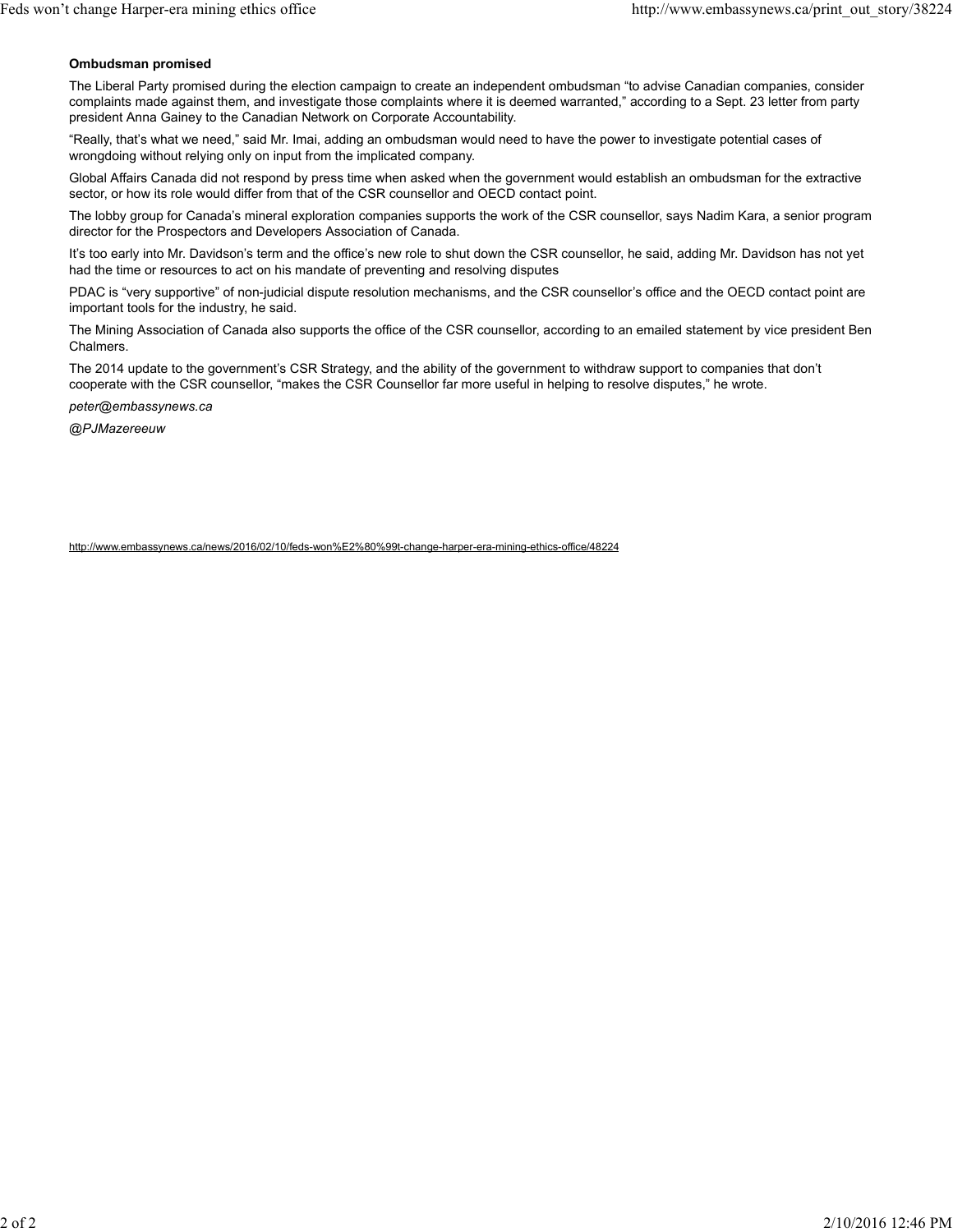**Ombudsman promised**

The Liberal Party promised during the election campaign to create an independent ombudsman "to advise Canadian companies, consider complaints made against them, and investigate those complaints where it is deemed warranted," according to a Sept. 23 letter from party president Anna Gainey to the Canadian Network on Corporate Accountability.

"Really, that's what we need," said Mr. Imai, adding an ombudsman would need to have the power to investigate potential cases of wrongdoing without relying only on input from the implicated company.

Global Affairs Canada did not respond by press time when asked when the government would establish an ombudsman for the extractive sector, or how its role would differ from that of the CSR counsellor and OECD contact point.

The lobby group for Canada's mineral exploration companies supports the work of the CSR counsellor, says Nadim Kara, a senior program director for the Prospectors and Developers Association of Canada.

It's too early into Mr. Davidson's term and the office's new role to shut down the CSR counsellor, he said, adding Mr. Davidson has not yet had the time or resources to act on his mandate of preventing and resolving disputes

PDAC is "very supportive" of non-judicial dispute resolution mechanisms, and the CSR counsellor's office and the OECD contact point are important tools for the industry, he said.

The Mining Association of Canada also supports the office of the CSR counsellor, according to an emailed statement by vice president Ben Chalmers.

The 2014 update to the government's CSR Strategy, and the ability of the government to withdraw support to companies that don't cooperate with the CSR counsellor, "makes the CSR Counsellor far more useful in helping to resolve disputes," he wrote.

*peter@embassynews.ca*

*@PJMazereeuw*

http://www.embassynews.ca/news/2016/02/10/feds-won%E2%80%99t-change-harper-era-mining-ethics-office/48224